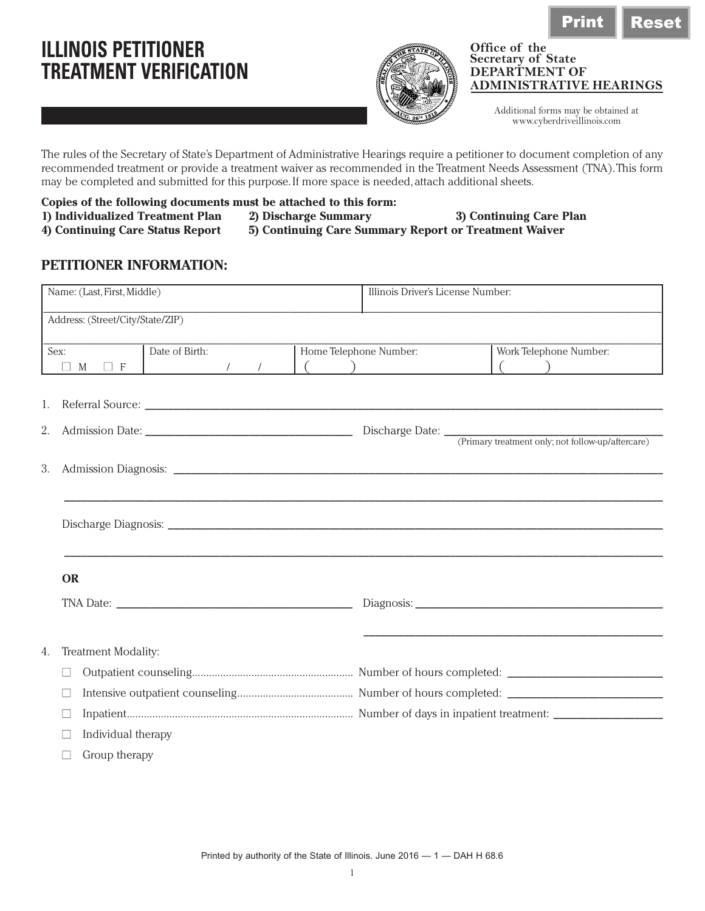# ILLINOIS PETITIONER TREATMENT VERIFICATION

Office of the Secretary of State
DEPARTMENT OF ADMINISTRATIVE HEARINGS

Additional forms may be obtained at www.cyberdriveillinois.com

The rules of the Secretary of State's Department of Administrative Hearings require a petitioner to document completion of any recommended treatment or provide a treatment waiver as recommended in the Treatment Needs Assessment (TNA). This form may be completed and submitted for this purpose. If more space is needed, attach additional sheets.

**Copies of the following documents must be attached to this form:**
**1) Individualized Treatment Plan** **2) Discharge Summary** **3) Continuing Care Plan**
**4) Continuing Care Status Report** **5) Continuing Care Summary Report or Treatment Waiver**

## PETITIONER INFORMATION:

| Name: (Last, First, Middle) | | Illinois Driver's License Number: | |
|---|---|---|---|
| Address: (Street/City/State/ZIP) | | | |
| Sex: ☐ M ☐ F | Date of Birth: / / | Home Telephone Number: ( ) | Work Telephone Number: ( ) |

1. Referral Source: ____________________

2. Admission Date: ____________________ Discharge Date: ____________________
(Primary treatment only; not follow-up/aftercare)

3. Admission Diagnosis: ____________________

____________________

Discharge Diagnosis: ____________________

____________________

**OR**

TNA Date: ____________________ Diagnosis: ____________________

____________________

4. Treatment Modality:
   - ☐ Outpatient counseling........................ Number of hours completed: ____________________
   - ☐ Intensive outpatient counseling........................ Number of hours completed: ____________________
   - ☐ Inpatient........................ Number of days in inpatient treatment: ____________________
   - ☐ Individual therapy
   - ☐ Group therapy

Printed by authority of the State of Illinois. June 2016 — 1 — DAH H 68.6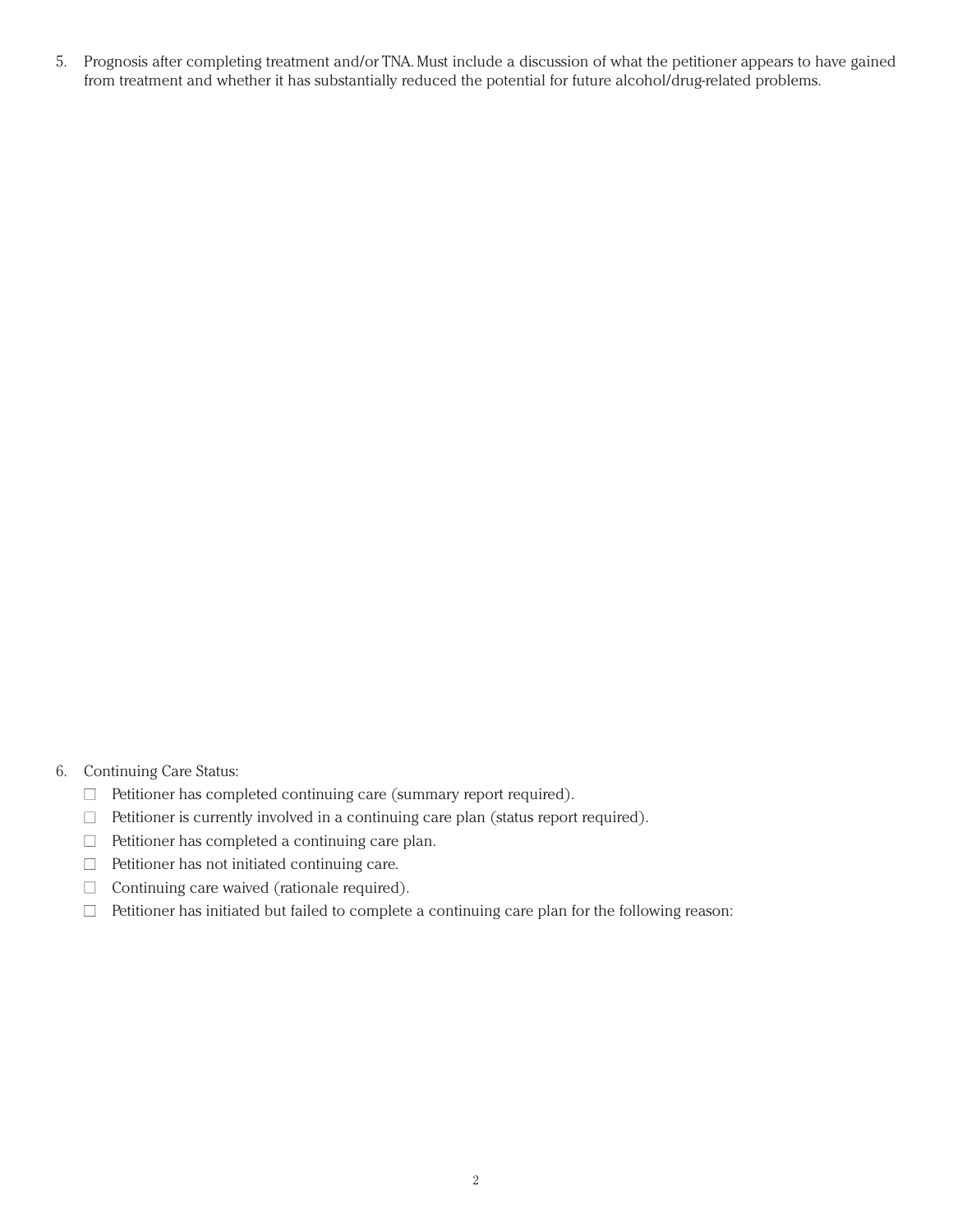5. Prognosis after completing treatment and/or TNA. Must include a discussion of what the petitioner appears to have gained from treatment and whether it has substantially reduced the potential for future alcohol/drug-related problems.

6. Continuing Care Status:
   - ☐ Petitioner has completed continuing care (summary report required).
   - ☐ Petitioner is currently involved in a continuing care plan (status report required).
   - ☐ Petitioner has completed a continuing care plan.
   - ☐ Petitioner has not initiated continuing care.
   - ☐ Continuing care waived (rationale required).
   - ☐ Petitioner has initiated but failed to complete a continuing care plan for the following reason: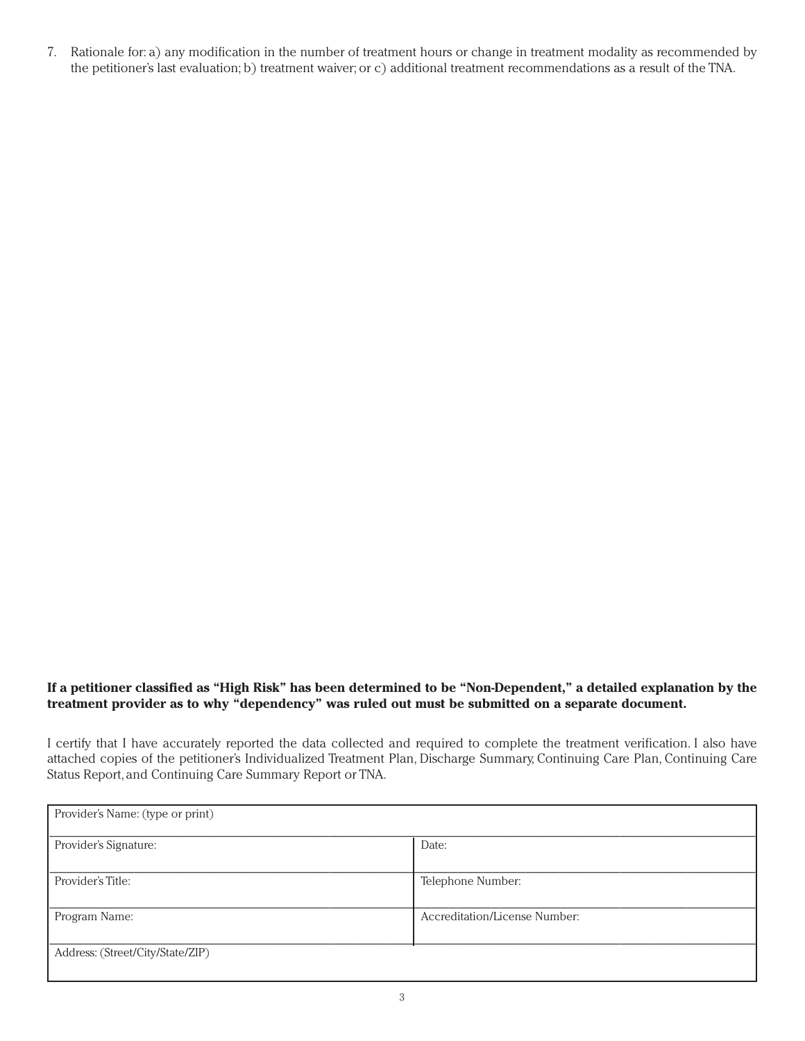7. Rationale for: a) any modification in the number of treatment hours or change in treatment modality as recommended by the petitioner's last evaluation; b) treatment waiver; or c) additional treatment recommendations as a result of the TNA.

**If a petitioner classified as "High Risk" has been determined to be "Non-Dependent," a detailed explanation by the treatment provider as to why "dependency" was ruled out must be submitted on a separate document.**

I certify that I have accurately reported the data collected and required to complete the treatment verification. I also have attached copies of the petitioner's Individualized Treatment Plan, Discharge Summary, Continuing Care Plan, Continuing Care Status Report, and Continuing Care Summary Report or TNA.

| | |
|---|---|
| Provider's Name: (type or print) | |
| Provider's Signature: | Date: |
| Provider's Title: | Telephone Number: |
| Program Name: | Accreditation/License Number: |
| Address: (Street/City/State/ZIP) | |